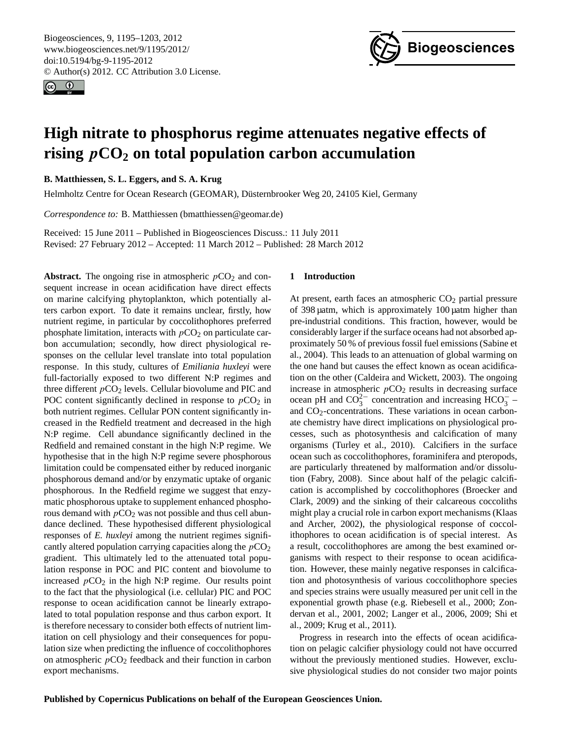# High nitrate to phosphorus regime attenuates negative effects of rising $pCO_2$ on total population carbon accumulation

**B. Matthiessen, S. L. Eggers, and S. A. Krug**

Helmholtz Centre for Ocean Research (GEOMAR), Düsternbrooker Weg 20, 24105 Kiel, Germany

*Correspondence to:* B. Matthiessen (bmatthiessen@geomar.de)

Received: 15 June 2011 – Published in Biogeosciences Discuss.: 11 July 2011
Revised: 27 February 2012 – Accepted: 11 March 2012 – Published: 28 March 2012

**Abstract.** The ongoing rise in atmospheric $pCO_2$ and consequent increase in ocean acidification have direct effects on marine calcifying phytoplankton, which potentially alters carbon export. To date it remains unclear, firstly, how nutrient regime, in particular by coccolithophores preferred phosphate limitation, interacts with $pCO_2$ on particulate carbon accumulation; secondly, how direct physiological responses on the cellular level translate into total population response. In this study, cultures of *Emiliania huxleyi* were full-factorially exposed to two different N:P regimes and three different $pCO_2$ levels. Cellular biovolume and PIC and POC content significantly declined in response to $pCO_2$ in both nutrient regimes. Cellular PON content significantly increased in the Redfield treatment and decreased in the high N:P regime. Cell abundance significantly declined in the Redfield and remained constant in the high N:P regime. We hypothesise that in the high N:P regime severe phosphorous limitation could be compensated either by reduced inorganic phosphorous demand and/or by enzymatic uptake of organic phosphorous. In the Redfield regime we suggest that enzymatic phosphorous uptake to supplement enhanced phosphorous demand with $pCO_2$ was not possible and thus cell abundance declined. These hypothesised different physiological responses of *E. huxleyi* among the nutrient regimes significantly altered population carrying capacities along the $pCO_2$ gradient. This ultimately led to the attenuated total population response in POC and PIC content and biovolume to increased $pCO_2$ in the high N:P regime. Our results point to the fact that the physiological (i.e. cellular) PIC and POC response to ocean acidification cannot be linearly extrapolated to total population response and thus carbon export. It is therefore necessary to consider both effects of nutrient limitation on cell physiology and their consequences for population size when predicting the influence of coccolithophores on atmospheric $pCO_2$ feedback and their function in carbon export mechanisms.

## 1 Introduction

At present, earth faces an atmospheric $CO_2$ partial pressure of 398 µatm, which is approximately 100 µatm higher than pre-industrial conditions. This fraction, however, would be considerably larger if the surface oceans had not absorbed approximately 50 % of previous fossil fuel emissions (Sabine et al., 2004). This leads to an attenuation of global warming on the one hand but causes the effect known as ocean acidification on the other (Caldeira and Wickett, 2003). The ongoing increase in atmospheric $pCO_2$ results in decreasing surface ocean pH and $CO_3^{2-}$ concentration and increasing $HCO_3^-$ – and $CO_2$-concentrations. These variations in ocean carbonate chemistry have direct implications on physiological processes, such as photosynthesis and calcification of many organisms (Turley et al., 2010). Calcifiers in the surface ocean such as coccolithophores, foraminifera and pteropods, are particularly threatened by malformation and/or dissolution (Fabry, 2008). Since about half of the pelagic calcification is accomplished by coccolithophores (Broecker and Clark, 2009) and the sinking of their calcareous coccoliths might play a crucial role in carbon export mechanisms (Klaas and Archer, 2002), the physiological response of coccolithophores to ocean acidification is of special interest. As a result, coccolithophores are among the best examined organisms with respect to their response to ocean acidification. However, these mainly negative responses in calcification and photosynthesis of various coccolithophore species and species strains were usually measured per unit cell in the exponential growth phase (e.g. Riebesell et al., 2000; Zondervan et al., 2001, 2002; Langer et al., 2006, 2009; Shi et al., 2009; Krug et al., 2011).

Progress in research into the effects of ocean acidification on pelagic calcifier physiology could not have occurred without the previously mentioned studies. However, exclusive physiological studies do not consider two major points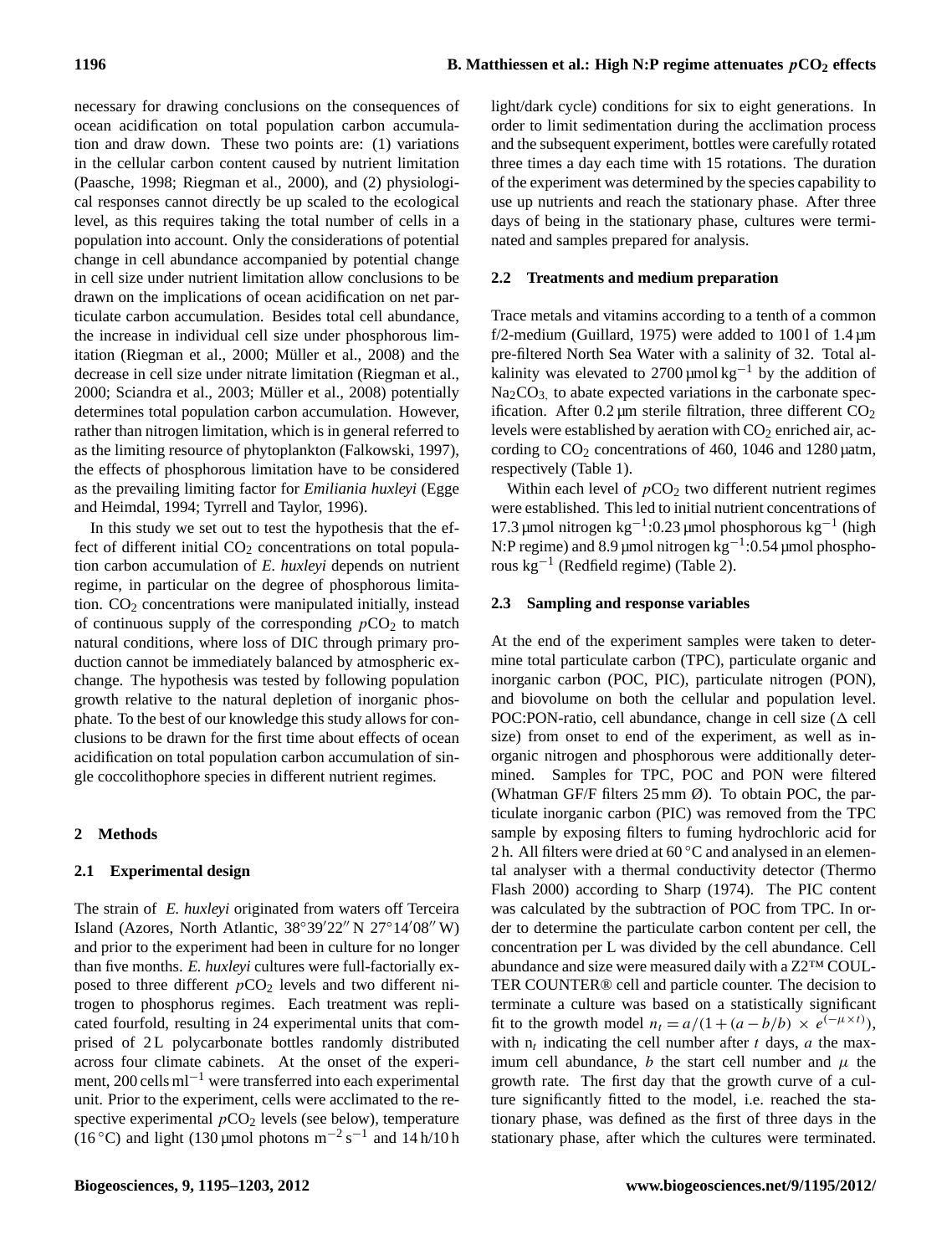necessary for drawing conclusions on the consequences of ocean acidification on total population carbon accumulation and draw down. These two points are: (1) variations in the cellular carbon content caused by nutrient limitation (Paasche, 1998; Riegman et al., 2000), and (2) physiological responses cannot directly be up scaled to the ecological level, as this requires taking the total number of cells in a population into account. Only the considerations of potential change in cell abundance accompanied by potential change in cell size under nutrient limitation allow conclusions to be drawn on the implications of ocean acidification on net particulate carbon accumulation. Besides total cell abundance, the increase in individual cell size under phosphorous limitation (Riegman et al., 2000; Müller et al., 2008) and the decrease in cell size under nitrate limitation (Riegman et al., 2000; Sciandra et al., 2003; Müller et al., 2008) potentially determines total population carbon accumulation. However, rather than nitrogen limitation, which is in general referred to as the limiting resource of phytoplankton (Falkowski, 1997), the effects of phosphorous limitation have to be considered as the prevailing limiting factor for *Emiliania huxleyi* (Egge and Heimdal, 1994; Tyrrell and Taylor, 1996).

In this study we set out to test the hypothesis that the effect of different initial $CO_2$ concentrations on total population carbon accumulation of *E. huxleyi* depends on nutrient regime, in particular on the degree of phosphorous limitation. $CO_2$ concentrations were manipulated initially, instead of continuous supply of the corresponding $p\mathrm{CO_2}$ to match natural conditions, where loss of DIC through primary production cannot be immediately balanced by atmospheric exchange. The hypothesis was tested by following population growth relative to the natural depletion of inorganic phosphate. To the best of our knowledge this study allows for conclusions to be drawn for the first time about effects of ocean acidification on total population carbon accumulation of single coccolithophore species in different nutrient regimes.

## 2 Methods

### 2.1 Experimental design

The strain of *E. huxleyi* originated from waters off Terceira Island (Azores, North Atlantic, 38°39′22″ N 27°14′08″ W) and prior to the experiment had been in culture for no longer than five months. *E. huxleyi* cultures were full-factorially exposed to three different $p\mathrm{CO_2}$ levels and two different nitrogen to phosphorus regimes. Each treatment was replicated fourfold, resulting in 24 experimental units that comprised of 2 L polycarbonate bottles randomly distributed across four climate cabinets. At the onset of the experiment, 200 cells $\mathrm{ml^{-1}}$ were transferred into each experimental unit. Prior to the experiment, cells were acclimated to the respective experimental $p\mathrm{CO_2}$ levels (see below), temperature (16 °C) and light (130 µmol photons $\mathrm{m^{-2}\,s^{-1}}$ and 14 h/10 h light/dark cycle) conditions for six to eight generations. In order to limit sedimentation during the acclimation process and the subsequent experiment, bottles were carefully rotated three times a day each time with 15 rotations. The duration of the experiment was determined by the species capability to use up nutrients and reach the stationary phase. After three days of being in the stationary phase, cultures were terminated and samples prepared for analysis.

### 2.2 Treatments and medium preparation

Trace metals and vitamins according to a tenth of a common f/2-medium (Guillard, 1975) were added to 100 l of 1.4 µm pre-filtered North Sea Water with a salinity of 32. Total alkalinity was elevated to 2700 µmol $\mathrm{kg^{-1}}$ by the addition of $Na_2CO_3$ to abate expected variations in the carbonate speciﬁcation. After 0.2 µm sterile filtration, three different $CO_2$ levels were established by aeration with $CO_2$ enriched air, according to $CO_2$ concentrations of 460, 1046 and 1280 µatm, respectively (Table 1).

Within each level of $p\mathrm{CO_2}$ two different nutrient regimes were established. This led to initial nutrient concentrations of 17.3 µmol nitrogen $\mathrm{kg^{-1}}$:0.23 µmol phosphorous $\mathrm{kg^{-1}}$ (high N:P regime) and 8.9 µmol nitrogen $\mathrm{kg^{-1}}$:0.54 µmol phosphorous $\mathrm{kg^{-1}}$ (Redfield regime) (Table 2).

### 2.3 Sampling and response variables

At the end of the experiment samples were taken to determine total particulate carbon (TPC), particulate organic and inorganic carbon (POC, PIC), particulate nitrogen (PON), and biovolume on both the cellular and population level. POC:PON-ratio, cell abundance, change in cell size (Δ cell size) from onset to end of the experiment, as well as inorganic nitrogen and phosphorous were additionally determined. Samples for TPC, POC and PON were filtered (Whatman GF/F filters 25 mm Ø). To obtain POC, the particulate inorganic carbon (PIC) was removed from the TPC sample by exposing filters to fuming hydrochloric acid for 2 h. All filters were dried at 60 °C and analysed in an elemental analyser with a thermal conductivity detector (Thermo Flash 2000) according to Sharp (1974). The PIC content was calculated by the subtraction of POC from TPC. In order to determine the particulate carbon content per cell, the concentration per L was divided by the cell abundance. Cell abundance and size were measured daily with a Z2™ COULTER COUNTER® cell and particle counter. The decision to terminate a culture was based on a statistically significant fit to the growth model $n_t = a/(1+(a-b/b) \times e^{(-\mu \times t)})$, with $n_t$ indicating the cell number after $t$ days, $a$ the maximum cell abundance, $b$ the start cell number and $\mu$ the growth rate. The first day that the growth curve of a culture significantly fitted to the model, i.e. reached the stationary phase, was defined as the first of three days in the stationary phase, after which the cultures were terminated.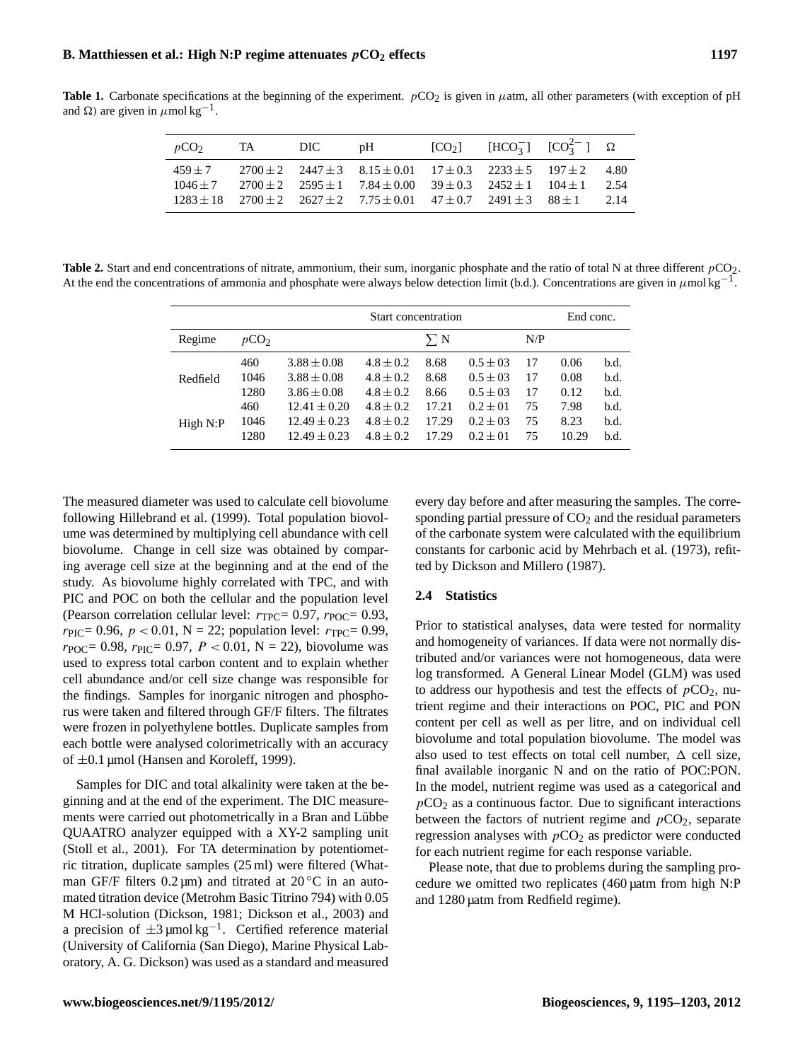**Table 1.** Carbonate specifications at the beginning of the experiment. $pCO_2$ is given in $\mu$atm, all other parameters (with exception of pH and $\Omega$) are given in $\mu$mol kg$^{-1}$.

| $pCO_2$ | TA | DIC | pH | $[CO_2]$ | $[HCO_3^-]$ | $[CO_3^{2-}]$ | $\Omega$ |
|---|---|---|---|---|---|---|---|
| $459 \pm 7$ | $2700 \pm 2$ | $2447 \pm 3$ | $8.15 \pm 0.01$ | $17 \pm 0.3$ | $2233 \pm 5$ | $197 \pm 2$ | 4.80 |
| $1046 \pm 7$ | $2700 \pm 2$ | $2595 \pm 1$ | $7.84 \pm 0.00$ | $39 \pm 0.3$ | $2452 \pm 1$ | $104 \pm 1$ | 2.54 |
| $1283 \pm 18$ | $2700 \pm 2$ | $2627 \pm 2$ | $7.75 \pm 0.01$ | $47 \pm 0.7$ | $2491 \pm 3$ | $88 \pm 1$ | 2.14 |

**Table 2.** Start and end concentrations of nitrate, ammonium, their sum, inorganic phosphate and the ratio of total N at three different $pCO_2$. At the end the concentrations of ammonia and phosphate were always below detection limit (b.d.). Concentrations are given in $\mu$mol kg$^{-1}$.

| | | Start concentration | | | | | End conc. | |
|---|---|---|---|---|---|---|---|---|
| Regime | $pCO_2$ | | | $\sum$ N | | N/P | | |
| Redfield | 460 | $3.88 \pm 0.08$ | $4.8 \pm 0.2$ | 8.68 | $0.5 \pm 03$ | 17 | 0.06 | b.d. |
| | 1046 | $3.88 \pm 0.08$ | $4.8 \pm 0.2$ | 8.68 | $0.5 \pm 03$ | 17 | 0.08 | b.d. |
| | 1280 | $3.86 \pm 0.08$ | $4.8 \pm 0.2$ | 8.66 | $0.5 \pm 03$ | 17 | 0.12 | b.d. |
| High N:P | 460 | $12.41 \pm 0.20$ | $4.8 \pm 0.2$ | 17.21 | $0.2 \pm 01$ | 75 | 7.98 | b.d. |
| | 1046 | $12.49 \pm 0.23$ | $4.8 \pm 0.2$ | 17.29 | $0.2 \pm 03$ | 75 | 8.23 | b.d. |
| | 1280 | $12.49 \pm 0.23$ | $4.8 \pm 0.2$ | 17.29 | $0.2 \pm 01$ | 75 | 10.29 | b.d. |

The measured diameter was used to calculate cell biovolume following Hillebrand et al. (1999). Total population biovolume was determined by multiplying cell abundance with cell biovolume. Change in cell size was obtained by comparing average cell size at the beginning and at the end of the study. As biovolume highly correlated with TPC, and with PIC and POC on both the cellular and the population level (Pearson correlation cellular level: $r_{TPC}$= 0.97, $r_{POC}$= 0.93, $r_{PIC}$= 0.96, $p < 0.01$, N = 22; population level: $r_{TPC}$= 0.99, $r_{POC}$= 0.98, $r_{PIC}$= 0.97, $P < 0.01$, N = 22), biovolume was used to express total carbon content and to explain whether cell abundance and/or cell size change was responsible for the findings. Samples for inorganic nitrogen and phosphorus were taken and filtered through GF/F filters. The filtrates were frozen in polyethylene bottles. Duplicate samples from each bottle were analysed colorimetrically with an accuracy of $\pm$0.1 µmol (Hansen and Koroleff, 1999).

Samples for DIC and total alkalinity were taken at the beginning and at the end of the experiment. The DIC measurements were carried out photometrically in a Bran and Lübbe QUAATRO analyzer equipped with a XY-2 sampling unit (Stoll et al., 2001). For TA determination by potentiometric titration, duplicate samples (25 ml) were filtered (Whatman GF/F filters 0.2 µm) and titrated at 20 °C in an automated titration device (Metrohm Basic Titrino 794) with 0.05 M HCl-solution (Dickson, 1981; Dickson et al., 2003) and a precision of $\pm$3 µmol kg$^{-1}$. Certified reference material (University of California (San Diego), Marine Physical Laboratory, A. G. Dickson) was used as a standard and measured every day before and after measuring the samples. The corresponding partial pressure of $CO_2$ and the residual parameters of the carbonate system were calculated with the equilibrium constants for carbonic acid by Mehrbach et al. (1973), refitted by Dickson and Millero (1987).

### 2.4 Statistics

Prior to statistical analyses, data were tested for normality and homogeneity of variances. If data were not normally distributed and/or variances were not homogeneous, data were log transformed. A General Linear Model (GLM) was used to address our hypothesis and test the effects of $pCO_2$, nutrient regime and their interactions on POC, PIC and PON content per cell as well as per litre, and on individual cell biovolume and total population biovolume. The model was also used to test effects on total cell number, $\Delta$ cell size, final available inorganic N and on the ratio of POC:PON. In the model, nutrient regime was used as a categorical and $pCO_2$ as a continuous factor. Due to significant interactions between the factors of nutrient regime and $pCO_2$, separate regression analyses with $pCO_2$ as predictor were conducted for each nutrient regime for each response variable.

Please note, that due to problems during the sampling procedure we omitted two replicates (460 µatm from high N:P and 1280 µatm from Redfield regime).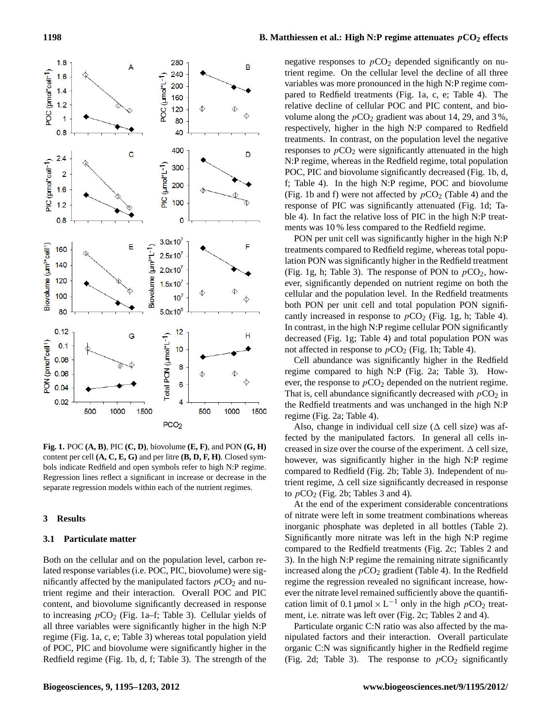**Fig. 1.** POC **(A, B)**, PIC **(C, D)**, biovolume **(E, F)**, and PON **(G, H)** content per cell **(A, C, E, G)** and per litre **(B, D, F, H)**. Closed symbols indicate Redfield and open symbols refer to high N:P regime. Regression lines reflect a significant in increase or decrease in the separate regression models within each of the nutrient regimes.

## 3 Results

### 3.1 Particulate matter

Both on the cellular and on the population level, carbon related response variables (i.e. POC, PIC, biovolume) were significantly affected by the manipulated factors $pCO_2$ and nutrient regime and their interaction. Overall POC and PIC content, and biovolume significantly decreased in response to increasing $pCO_2$ (Fig. 1a–f; Table 3). Cellular yields of all three variables were significantly higher in the high N:P regime (Fig. 1a, c, e; Table 3) whereas total population yield of POC, PIC and biovolume were significantly higher in the Redfield regime (Fig. 1b, d, f; Table 3). The strength of the negative responses to $pCO_2$ depended significantly on nutrient regime. On the cellular level the decline of all three variables was more pronounced in the high N:P regime compared to Redfield treatments (Fig. 1a, c, e; Table 4). The relative decline of cellular POC and PIC content, and biovolume along the $pCO_2$ gradient was about 14, 29, and 3 %, respectively, higher in the high N:P compared to Redfield treatments. In contrast, on the population level the negative responses to $pCO_2$ were significantly attenuated in the high N:P regime, whereas in the Redfield regime, total population POC, PIC and biovolume significantly decreased (Fig. 1b, d, f; Table 4). In the high N:P regime, POC and biovolume (Fig. 1b and f) were not affected by $pCO_2$ (Table 4) and the response of PIC was significantly attenuated (Fig. 1d; Table 4). In fact the relative loss of PIC in the high N:P treatments was 10 % less compared to the Redfield regime.

PON per unit cell was significantly higher in the high N:P treatments compared to Redfield regime, whereas total population PON was significantly higher in the Redfield treatment (Fig. 1g, h; Table 3). The response of PON to $pCO_2$, however, significantly depended on nutrient regime on both the cellular and the population level. In the Redfield treatments both PON per unit cell and total population PON significantly increased in response to $pCO_2$ (Fig. 1g, h; Table 4). In contrast, in the high N:P regime cellular PON significantly decreased (Fig. 1g; Table 4) and total population PON was not affected in response to $pCO_2$ (Fig. 1h; Table 4).

Cell abundance was significantly higher in the Redfield regime compared to high N:P (Fig. 2a; Table 3). However, the response to $pCO_2$ depended on the nutrient regime. That is, cell abundance significantly decreased with $pCO_2$ in the Redfield treatments and was unchanged in the high N:P regime (Fig. 2a; Table 4).

Also, change in individual cell size ($\Delta$ cell size) was affected by the manipulated factors. In general all cells increased in size over the course of the experiment. $\Delta$ cell size, however, was significantly higher in the high N:P regime compared to Redfield (Fig. 2b; Table 3). Independent of nutrient regime, $\Delta$ cell size significantly decreased in response to $pCO_2$ (Fig. 2b; Tables 3 and 4).

At the end of the experiment considerable concentrations of nitrate were left in some treatment combinations whereas inorganic phosphate was depleted in all bottles (Table 2). Significantly more nitrate was left in the high N:P regime compared to the Redfield treatments (Fig. 2c; Tables 2 and 3). In the high N:P regime the remaining nitrate significantly increased along the $pCO_2$ gradient (Table 4). In the Redfield regime the regression revealed no significant increase, however the nitrate level remained sufficiently above the quantification limit of 0.1 µmol $\times$ $L^{-1}$ only in the high $pCO_2$ treatment, i.e. nitrate was left over (Fig. 2c; Tables 2 and 4).

Particulate organic C:N ratio was also affected by the manipulated factors and their interaction. Overall particulate organic C:N was significantly higher in the Redfield regime (Fig. 2d; Table 3). The response to $pCO_2$ significantly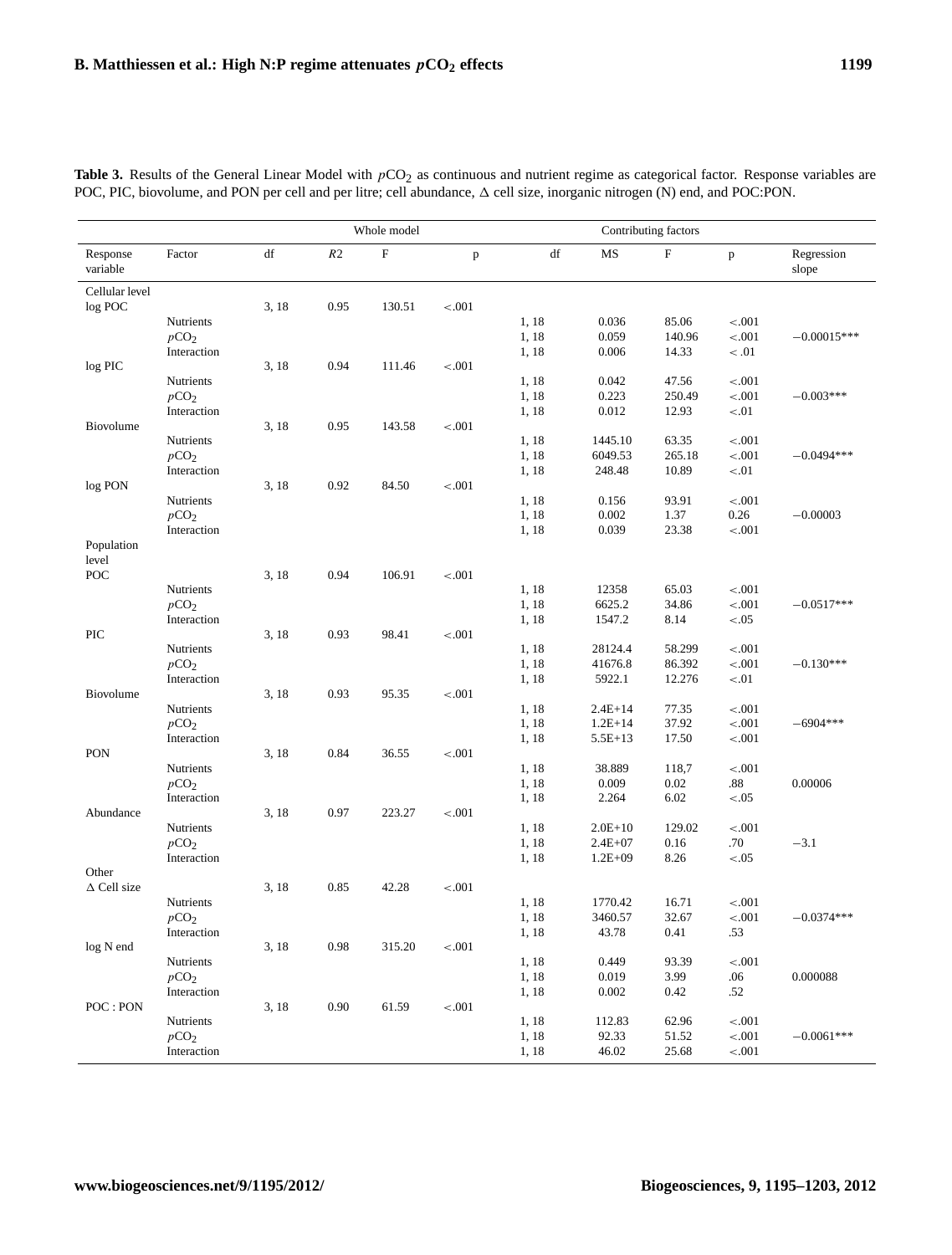**Table 3.** Results of the General Linear Model with $pCO_2$ as continuous and nutrient regime as categorical factor. Response variables are POC, PIC, biovolume, and PON per cell and per litre; cell abundance, Δ cell size, inorganic nitrogen (N) end, and POC:PON.

| | | Whole model | | | | Contributing factors | | | | |
|---|---|---|---|---|---|---|---|---|---|---|
| Response variable | Factor | df | $R2$ | F | p | df | MS | F | p | Regression slope |
| Cellular level | | | | | | | | | | |
| log POC | | 3, 18 | 0.95 | 130.51 | <.001 | | | | | |
| | Nutrients | | | | | 1, 18 | 0.036 | 85.06 | <.001 | |
| | $pCO_2$ | | | | | 1, 18 | 0.059 | 140.96 | <.001 | −0.00015*** |
| | Interaction | | | | | 1, 18 | 0.006 | 14.33 | < .01 | |
| log PIC | | 3, 18 | 0.94 | 111.46 | <.001 | | | | | |
| | Nutrients | | | | | 1, 18 | 0.042 | 47.56 | <.001 | |
| | $pCO_2$ | | | | | 1, 18 | 0.223 | 250.49 | <.001 | −0.003*** |
| | Interaction | | | | | 1, 18 | 0.012 | 12.93 | <.01 | |
| Biovolume | | 3, 18 | 0.95 | 143.58 | <.001 | | | | | |
| | Nutrients | | | | | 1, 18 | 1445.10 | 63.35 | <.001 | |
| | $pCO_2$ | | | | | 1, 18 | 6049.53 | 265.18 | <.001 | −0.0494*** |
| | Interaction | | | | | 1, 18 | 248.48 | 10.89 | <.01 | |
| log PON | | 3, 18 | 0.92 | 84.50 | <.001 | | | | | |
| | Nutrients | | | | | 1, 18 | 0.156 | 93.91 | <.001 | |
| | $pCO_2$ | | | | | 1, 18 | 0.002 | 1.37 | 0.26 | −0.00003 |
| | Interaction | | | | | 1, 18 | 0.039 | 23.38 | <.001 | |
| Population level | | | | | | | | | | |
| POC | | 3, 18 | 0.94 | 106.91 | <.001 | | | | | |
| | Nutrients | | | | | 1, 18 | 12358 | 65.03 | <.001 | |
| | $pCO_2$ | | | | | 1, 18 | 6625.2 | 34.86 | <.001 | −0.0517*** |
| | Interaction | | | | | 1, 18 | 1547.2 | 8.14 | <.05 | |
| PIC | | 3, 18 | 0.93 | 98.41 | <.001 | | | | | |
| | Nutrients | | | | | 1, 18 | 28124.4 | 58.299 | <.001 | |
| | $pCO_2$ | | | | | 1, 18 | 41676.8 | 86.392 | <.001 | −0.130*** |
| | Interaction | | | | | 1, 18 | 5922.1 | 12.276 | <.01 | |
| Biovolume | | 3, 18 | 0.93 | 95.35 | <.001 | | | | | |
| | Nutrients | | | | | 1, 18 | 2.4E+14 | 77.35 | <.001 | |
| | $pCO_2$ | | | | | 1, 18 | 1.2E+14 | 37.92 | <.001 | −6904*** |
| | Interaction | | | | | 1, 18 | 5.5E+13 | 17.50 | <.001 | |
| PON | | 3, 18 | 0.84 | 36.55 | <.001 | | | | | |
| | Nutrients | | | | | 1, 18 | 38.889 | 118,7 | <.001 | |
| | $pCO_2$ | | | | | 1, 18 | 0.009 | 0.02 | .88 | 0.00006 |
| | Interaction | | | | | 1, 18 | 2.264 | 6.02 | <.05 | |
| Abundance | | 3, 18 | 0.97 | 223.27 | <.001 | | | | | |
| | Nutrients | | | | | 1, 18 | 2.0E+10 | 129.02 | <.001 | |
| | $pCO_2$ | | | | | 1, 18 | 2.4E+07 | 0.16 | .70 | −3.1 |
| | Interaction | | | | | 1, 18 | 1.2E+09 | 8.26 | <.05 | |
| Other | | | | | | | | | | |
| Δ Cell size | | 3, 18 | 0.85 | 42.28 | <.001 | | | | | |
| | Nutrients | | | | | 1, 18 | 1770.42 | 16.71 | <.001 | |
| | $pCO_2$ | | | | | 1, 18 | 3460.57 | 32.67 | <.001 | −0.0374*** |
| | Interaction | | | | | 1, 18 | 43.78 | 0.41 | .53 | |
| log N end | | 3, 18 | 0.98 | 315.20 | <.001 | | | | | |
| | Nutrients | | | | | 1, 18 | 0.449 | 93.39 | <.001 | |
| | $pCO_2$ | | | | | 1, 18 | 0.019 | 3.99 | .06 | 0.000088 |
| | Interaction | | | | | 1, 18 | 0.002 | 0.42 | .52 | |
| POC : PON | | 3, 18 | 0.90 | 61.59 | <.001 | | | | | |
| | Nutrients | | | | | 1, 18 | 112.83 | 62.96 | <.001 | |
| | $pCO_2$ | | | | | 1, 18 | 92.33 | 51.52 | <.001 | −0.0061*** |
| | Interaction | | | | | 1, 18 | 46.02 | 25.68 | <.001 | |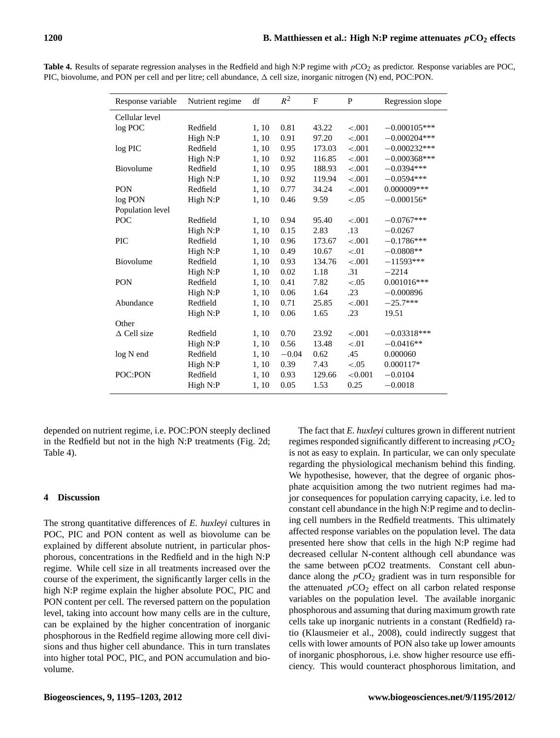**Table 4.** Results of separate regression analyses in the Redfield and high N:P regime with $pCO_2$ as predictor. Response variables are POC, PIC, biovolume, and PON per cell and per litre; cell abundance, Δ cell size, inorganic nitrogen (N) end, POC:PON.

| Response variable | Nutrient regime | df | $R^2$ | F | P | Regression slope |
|---|---|---|---|---|---|---|
| Cellular level | | | | | | |
| log POC | Redfield | 1, 10 | 0.81 | 43.22 | <.001 | −0.000105*** |
| | High N:P | 1, 10 | 0.91 | 97.20 | <.001 | −0.000204*** |
| log PIC | Redfield | 1, 10 | 0.95 | 173.03 | <.001 | −0.000232*** |
| | High N:P | 1, 10 | 0.92 | 116.85 | <.001 | −0.000368*** |
| Biovolume | Redfield | 1, 10 | 0.95 | 188.93 | <.001 | −0.0394*** |
| | High N:P | 1, 10 | 0.92 | 119.94 | <.001 | −0.0594*** |
| PON | Redfield | 1, 10 | 0.77 | 34.24 | <.001 | 0.000009*** |
| log PON | High N:P | 1, 10 | 0.46 | 9.59 | <.05 | −0.000156* |
| Population level | | | | | | |
| POC | Redfield | 1, 10 | 0.94 | 95.40 | <.001 | −0.0767*** |
| | High N:P | 1, 10 | 0.15 | 2.83 | .13 | −0.0267 |
| PIC | Redfield | 1, 10 | 0.96 | 173.67 | <.001 | −0.1786*** |
| | High N:P | 1, 10 | 0.49 | 10.67 | <.01 | −0.0808** |
| Biovolume | Redfield | 1, 10 | 0.93 | 134.76 | <.001 | −11593*** |
| | High N:P | 1, 10 | 0.02 | 1.18 | .31 | −2214 |
| PON | Redfield | 1, 10 | 0.41 | 7.82 | <.05 | 0.001016*** |
| | High N:P | 1, 10 | 0.06 | 1.64 | .23 | −0.000896 |
| Abundance | Redfield | 1, 10 | 0.71 | 25.85 | <.001 | −25.7*** |
| | High N:P | 1, 10 | 0.06 | 1.65 | .23 | 19.51 |
| Other | | | | | | |
| Δ Cell size | Redfield | 1, 10 | 0.70 | 23.92 | <.001 | −0.03318*** |
| | High N:P | 1, 10 | 0.56 | 13.48 | <.01 | −0.0416** |
| log N end | Redfield | 1, 10 | −0.04 | 0.62 | .45 | 0.000060 |
| | High N:P | 1, 10 | 0.39 | 7.43 | <.05 | 0.000117* |
| POC:PON | Redfield | 1, 10 | 0.93 | 129.66 | <0.001 | −0.0104 |
| | High N:P | 1, 10 | 0.05 | 1.53 | 0.25 | −0.0018 |

depended on nutrient regime, i.e. POC:PON steeply declined in the Redfield but not in the high N:P treatments (Fig. 2d; Table 4).

## 4 Discussion

The strong quantitative differences of *E. huxleyi* cultures in POC, PIC and PON content as well as biovolume can be explained by different absolute nutrient, in particular phosphorous, concentrations in the Redfield and in the high N:P regime. While cell size in all treatments increased over the course of the experiment, the significantly larger cells in the high N:P regime explain the higher absolute POC, PIC and PON content per cell. The reversed pattern on the population level, taking into account how many cells are in the culture, can be explained by the higher concentration of inorganic phosphorous in the Redfield regime allowing more cell divisions and thus higher cell abundance. This in turn translates into higher total POC, PIC, and PON accumulation and biovolume.

The fact that *E. huxleyi* cultures grown in different nutrient regimes responded significantly different to increasing $pCO_2$ is not as easy to explain. In particular, we can only speculate regarding the physiological mechanism behind this finding. We hypothesise, however, that the degree of organic phosphate acquisition among the two nutrient regimes had major consequences for population carrying capacity, i.e. led to constant cell abundance in the high N:P regime and to declining cell numbers in the Redfield treatments. This ultimately affected response variables on the population level. The data presented here show that cells in the high N:P regime had decreased cellular N-content although cell abundance was the same between pCO2 treatments. Constant cell abundance along the $pCO_2$ gradient was in turn responsible for the attenuated $pCO_2$ effect on all carbon related response variables on the population level. The available inorganic phosphorous and assuming that during maximum growth rate cells take up inorganic nutrients in a constant (Redfield) ratio (Klausmeier et al., 2008), could indirectly suggest that cells with lower amounts of PON also take up lower amounts of inorganic phosphorous, i.e. show higher resource use efficiency. This would counteract phosphorous limitation, and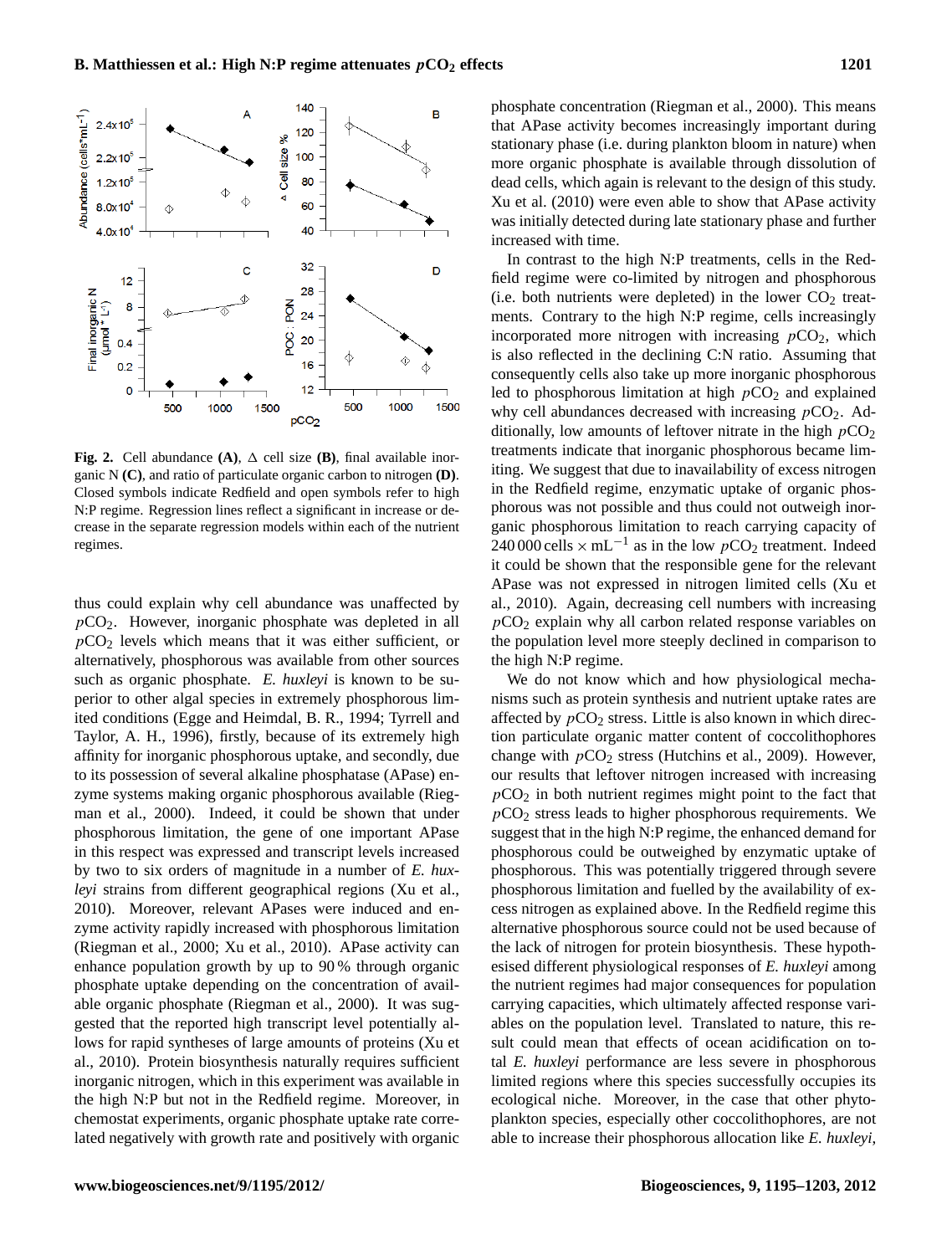**Fig. 2.** Cell abundance **(A)**, Δ cell size **(B)**, final available inorganic N **(C)**, and ratio of particulate organic carbon to nitrogen **(D)**. Closed symbols indicate Redfield and open symbols refer to high N:P regime. Regression lines reflect a significant in increase or decrease in the separate regression models within each of the nutrient regimes.

thus could explain why cell abundance was unaffected by $p\text{CO}_2$. However, inorganic phosphate was depleted in all $p\text{CO}_2$ levels which means that it was either sufficient, or alternatively, phosphorous was available from other sources such as organic phosphate. *E. huxleyi* is known to be superior to other algal species in extremely phosphorous limited conditions (Egge and Heimdal, B. R., 1994; Tyrrell and Taylor, A. H., 1996), firstly, because of its extremely high affinity for inorganic phosphorous uptake, and secondly, due to its possession of several alkaline phosphatase (APase) enzyme systems making organic phosphorous available (Riegman et al., 2000). Indeed, it could be shown that under phosphorous limitation, the gene of one important APase in this respect was expressed and transcript levels increased by two to six orders of magnitude in a number of *E. huxleyi* strains from different geographical regions (Xu et al., 2010). Moreover, relevant APases were induced and enzyme activity rapidly increased with phosphorous limitation (Riegman et al., 2000; Xu et al., 2010). APase activity can enhance population growth by up to 90 % through organic phosphate uptake depending on the concentration of available organic phosphate (Riegman et al., 2000). It was suggested that the reported high transcript level potentially allows for rapid syntheses of large amounts of proteins (Xu et al., 2010). Protein biosynthesis naturally requires sufficient inorganic nitrogen, which in this experiment was available in the high N:P but not in the Redfield regime. Moreover, in chemostat experiments, organic phosphate uptake rate correlated negatively with growth rate and positively with organic phosphate concentration (Riegman et al., 2000). This means that APase activity becomes increasingly important during stationary phase (i.e. during plankton bloom in nature) when more organic phosphate is available through dissolution of dead cells, which again is relevant to the design of this study. Xu et al. (2010) were even able to show that APase activity was initially detected during late stationary phase and further increased with time.

In contrast to the high N:P treatments, cells in the Redfield regime were co-limited by nitrogen and phosphorous (i.e. both nutrients were depleted) in the lower $\text{CO}_2$ treatments. Contrary to the high N:P regime, cells increasingly incorporated more nitrogen with increasing $p\text{CO}_2$, which is also reflected in the declining C:N ratio. Assuming that consequently cells also take up more inorganic phosphorous led to phosphorous limitation at high $p\text{CO}_2$ and explained why cell abundances decreased with increasing $p\text{CO}_2$. Additionally, low amounts of leftover nitrate in the high $p\text{CO}_2$ treatments indicate that inorganic phosphorous became limiting. We suggest that due to inavailability of excess nitrogen in the Redfield regime, enzymatic uptake of organic phosphorous was not possible and thus could not outweigh inorganic phosphorous limitation to reach carrying capacity of $240\,000\ \text{cells} \times \text{mL}^{-1}$ as in the low $p\text{CO}_2$ treatment. Indeed it could be shown that the responsible gene for the relevant APase was not expressed in nitrogen limited cells (Xu et al., 2010). Again, decreasing cell numbers with increasing $p\text{CO}_2$ explain why all carbon related response variables on the population level more steeply declined in comparison to the high N:P regime.

We do not know which and how physiological mechanisms such as protein synthesis and nutrient uptake rates are affected by $p\text{CO}_2$ stress. Little is also known in which direction particulate organic matter content of coccolithophores change with $p\text{CO}_2$ stress (Hutchins et al., 2009). However, our results that leftover nitrogen increased with increasing $p\text{CO}_2$ in both nutrient regimes might point to the fact that $p\text{CO}_2$ stress leads to higher phosphorous requirements. We suggest that in the high N:P regime, the enhanced demand for phosphorous could be outweighed by enzymatic uptake of phosphorous. This was potentially triggered through severe phosphorous limitation and fuelled by the availability of excess nitrogen as explained above. In the Redfield regime this alternative phosphorous source could not be used because of the lack of nitrogen for protein biosynthesis. These hypothesised different physiological responses of *E. huxleyi* among the nutrient regimes had major consequences for population carrying capacities, which ultimately affected response variables on the population level. Translated to nature, this result could mean that effects of ocean acidification on total *E. huxleyi* performance are less severe in phosphorous limited regions where this species successfully occupies its ecological niche. Moreover, in the case that other phytoplankton species, especially other coccolithophores, are not able to increase their phosphorous allocation like *E. huxleyi*,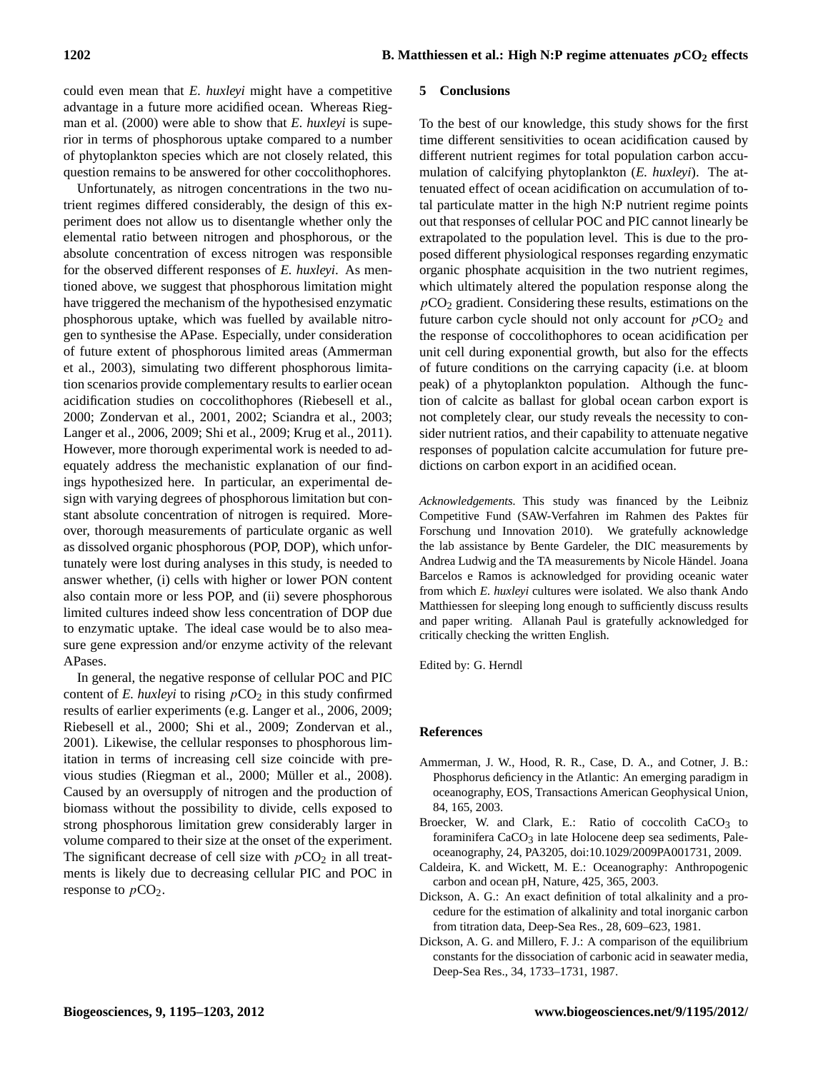could even mean that *E. huxleyi* might have a competitive advantage in a future more acidified ocean. Whereas Riegman et al. (2000) were able to show that *E. huxleyi* is superior in terms of phosphorous uptake compared to a number of phytoplankton species which are not closely related, this question remains to be answered for other coccolithophores.

Unfortunately, as nitrogen concentrations in the two nutrient regimes differed considerably, the design of this experiment does not allow us to disentangle whether only the elemental ratio between nitrogen and phosphorous, or the absolute concentration of excess nitrogen was responsible for the observed different responses of *E. huxleyi*. As mentioned above, we suggest that phosphorous limitation might have triggered the mechanism of the hypothesised enzymatic phosphorous uptake, which was fuelled by available nitrogen to synthesise the APase. Especially, under consideration of future extent of phosphorous limited areas (Ammerman et al., 2003), simulating two different phosphorous limitation scenarios provide complementary results to earlier ocean acidification studies on coccolithophores (Riebesell et al., 2000; Zondervan et al., 2001, 2002; Sciandra et al., 2003; Langer et al., 2006, 2009; Shi et al., 2009; Krug et al., 2011). However, more thorough experimental work is needed to adequately address the mechanistic explanation of our findings hypothesized here. In particular, an experimental design with varying degrees of phosphorous limitation but constant absolute concentration of nitrogen is required. Moreover, thorough measurements of particulate organic as well as dissolved organic phosphorous (POP, DOP), which unfortunately were lost during analyses in this study, is needed to answer whether, (i) cells with higher or lower PON content also contain more or less POP, and (ii) severe phosphorous limited cultures indeed show less concentration of DOP due to enzymatic uptake. The ideal case would be to also measure gene expression and/or enzyme activity of the relevant APases.

In general, the negative response of cellular POC and PIC content of *E. huxleyi* to rising $pCO_2$ in this study confirmed results of earlier experiments (e.g. Langer et al., 2006, 2009; Riebesell et al., 2000; Shi et al., 2009; Zondervan et al., 2001). Likewise, the cellular responses to phosphorous limitation in terms of increasing cell size coincide with previous studies (Riegman et al., 2000; Müller et al., 2008). Caused by an oversupply of nitrogen and the production of biomass without the possibility to divide, cells exposed to strong phosphorous limitation grew considerably larger in volume compared to their size at the onset of the experiment. The significant decrease of cell size with $pCO_2$ in all treatments is likely due to decreasing cellular PIC and POC in response to $pCO_2$.

## 5 Conclusions

To the best of our knowledge, this study shows for the first time different sensitivities to ocean acidification caused by different nutrient regimes for total population carbon accumulation of calcifying phytoplankton (*E. huxleyi*). The attenuated effect of ocean acidification on accumulation of total particulate matter in the high N:P nutrient regime points out that responses of cellular POC and PIC cannot linearly be extrapolated to the population level. This is due to the proposed different physiological responses regarding enzymatic organic phosphate acquisition in the two nutrient regimes, which ultimately altered the population response along the $pCO_2$ gradient. Considering these results, estimations on the future carbon cycle should not only account for $pCO_2$ and the response of coccolithophores to ocean acidification per unit cell during exponential growth, but also for the effects of future conditions on the carrying capacity (i.e. at bloom peak) of a phytoplankton population. Although the function of calcite as ballast for global ocean carbon export is not completely clear, our study reveals the necessity to consider nutrient ratios, and their capability to attenuate negative responses of population calcite accumulation for future predictions on carbon export in an acidified ocean.

*Acknowledgements.* This study was financed by the Leibniz Competitive Fund (SAW-Verfahren im Rahmen des Paktes für Forschung und Innovation 2010). We gratefully acknowledge the lab assistance by Bente Gardeler, the DIC measurements by Andrea Ludwig and the TA measurements by Nicole Händel. Joana Barcelos e Ramos is acknowledged for providing oceanic water from which *E. huxleyi* cultures were isolated. We also thank Ando Matthiessen for sleeping long enough to sufficiently discuss results and paper writing. Allanah Paul is gratefully acknowledged for critically checking the written English.

Edited by: G. Herndl

## References

Ammerman, J. W., Hood, R. R., Case, D. A., and Cotner, J. B.: Phosphorus deficiency in the Atlantic: An emerging paradigm in oceanography, EOS, Transactions American Geophysical Union, 84, 165, 2003.

Broecker, W. and Clark, E.: Ratio of coccolith $CaCO_3$ to foraminifera $CaCO_3$ in late Holocene deep sea sediments, Paleoceanography, 24, PA3205, doi:10.1029/2009PA001731, 2009.

Caldeira, K. and Wickett, M. E.: Oceanography: Anthropogenic carbon and ocean pH, Nature, 425, 365, 2003.

Dickson, A. G.: An exact definition of total alkalinity and a procedure for the estimation of alkalinity and total inorganic carbon from titration data, Deep-Sea Res., 28, 609–623, 1981.

Dickson, A. G. and Millero, F. J.: A comparison of the equilibrium constants for the dissociation of carbonic acid in seawater media, Deep-Sea Res., 34, 1733–1731, 1987.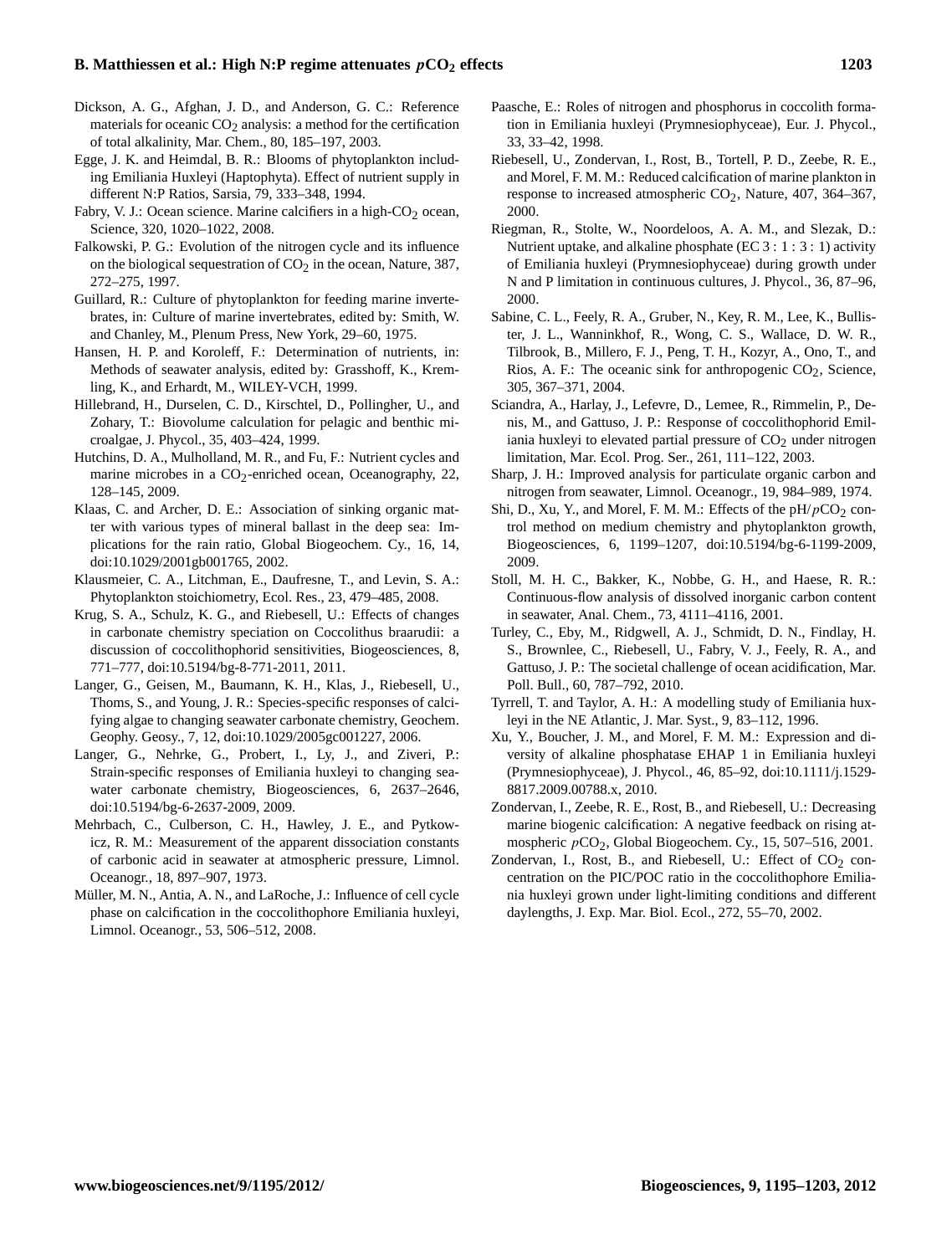Dickson, A. G., Afghan, J. D., and Anderson, G. C.: Reference materials for oceanic $CO_2$ analysis: a method for the certification of total alkalinity, Mar. Chem., 80, 185–197, 2003.

Egge, J. K. and Heimdal, B. R.: Blooms of phytoplankton including Emiliania Huxleyi (Haptophyta). Effect of nutrient supply in different N:P Ratios, Sarsia, 79, 333–348, 1994.

Fabry, V. J.: Ocean science. Marine calcifiers in a high-$CO_2$ ocean, Science, 320, 1020–1022, 2008.

Falkowski, P. G.: Evolution of the nitrogen cycle and its influence on the biological sequestration of $CO_2$ in the ocean, Nature, 387, 272–275, 1997.

Guillard, R.: Culture of phytoplankton for feeding marine invertebrates, in: Culture of marine invertebrates, edited by: Smith, W. and Chanley, M., Plenum Press, New York, 29–60, 1975.

Hansen, H. P. and Koroleff, F.: Determination of nutrients, in: Methods of seawater analysis, edited by: Grasshoff, K., Kremling, K., and Erhardt, M., WILEY-VCH, 1999.

Hillebrand, H., Durselen, C. D., Kirschtel, D., Pollingher, U., and Zohary, T.: Biovolume calculation for pelagic and benthic microalgae, J. Phycol., 35, 403–424, 1999.

Hutchins, D. A., Mulholland, M. R., and Fu, F.: Nutrient cycles and marine microbes in a $CO_2$-enriched ocean, Oceanography, 22, 128–145, 2009.

Klaas, C. and Archer, D. E.: Association of sinking organic matter with various types of mineral ballast in the deep sea: Implications for the rain ratio, Global Biogeochem. Cy., 16, 14, doi:10.1029/2001gb001765, 2002.

Klausmeier, C. A., Litchman, E., Daufresne, T., and Levin, S. A.: Phytoplankton stoichiometry, Ecol. Res., 23, 479–485, 2008.

Krug, S. A., Schulz, K. G., and Riebesell, U.: Effects of changes in carbonate chemistry speciation on Coccolithus braarudii: a discussion of coccolithophorid sensitivities, Biogeosciences, 8, 771–777, doi:10.5194/bg-8-771-2011, 2011.

Langer, G., Geisen, M., Baumann, K. H., Klas, J., Riebesell, U., Thoms, S., and Young, J. R.: Species-specific responses of calcifying algae to changing seawater carbonate chemistry, Geochem. Geophy. Geosy., 7, 12, doi:10.1029/2005gc001227, 2006.

Langer, G., Nehrke, G., Probert, I., Ly, J., and Ziveri, P.: Strain-specific responses of Emiliania huxleyi to changing seawater carbonate chemistry, Biogeosciences, 6, 2637–2646, doi:10.5194/bg-6-2637-2009, 2009.

Mehrbach, C., Culberson, C. H., Hawley, J. E., and Pytkowicz, R. M.: Measurement of the apparent dissociation constants of carbonic acid in seawater at atmospheric pressure, Limnol. Oceanogr., 18, 897–907, 1973.

Müller, M. N., Antia, A. N., and LaRoche, J.: Influence of cell cycle phase on calcification in the coccolithophore Emiliania huxleyi, Limnol. Oceanogr., 53, 506–512, 2008.

Paasche, E.: Roles of nitrogen and phosphorus in coccolith formation in Emiliania huxleyi (Prymnesiophyceae), Eur. J. Phycol., 33, 33–42, 1998.

Riebesell, U., Zondervan, I., Rost, B., Tortell, P. D., Zeebe, R. E., and Morel, F. M. M.: Reduced calcification of marine plankton in response to increased atmospheric $CO_2$, Nature, 407, 364–367, 2000.

Riegman, R., Stolte, W., Noordeloos, A. A. M., and Slezak, D.: Nutrient uptake, and alkaline phosphate (EC 3 : 1 : 3 : 1) activity of Emiliania huxleyi (Prymnesiophyceae) during growth under N and P limitation in continuous cultures, J. Phycol., 36, 87–96, 2000.

Sabine, C. L., Feely, R. A., Gruber, N., Key, R. M., Lee, K., Bullister, J. L., Wanninkhof, R., Wong, C. S., Wallace, D. W. R., Tilbrook, B., Millero, F. J., Peng, T. H., Kozyr, A., Ono, T., and Rios, A. F.: The oceanic sink for anthropogenic $CO_2$, Science, 305, 367–371, 2004.

Sciandra, A., Harlay, J., Lefevre, D., Lemee, R., Rimmelin, P., Denis, M., and Gattuso, J. P.: Response of coccolithophorid Emiliania huxleyi to elevated partial pressure of $CO_2$ under nitrogen limitation, Mar. Ecol. Prog. Ser., 261, 111–122, 2003.

Sharp, J. H.: Improved analysis for particulate organic carbon and nitrogen from seawater, Limnol. Oceanogr., 19, 984–989, 1974.

Shi, D., Xu, Y., and Morel, F. M. M.: Effects of the pH/$p\mathrm{CO_2}$ control method on medium chemistry and phytoplankton growth, Biogeosciences, 6, 1199–1207, doi:10.5194/bg-6-1199-2009, 2009.

Stoll, M. H. C., Bakker, K., Nobbe, G. H., and Haese, R. R.: Continuous-flow analysis of dissolved inorganic carbon content in seawater, Anal. Chem., 73, 4111–4116, 2001.

Turley, C., Eby, M., Ridgwell, A. J., Schmidt, D. N., Findlay, H. S., Brownlee, C., Riebesell, U., Fabry, V. J., Feely, R. A., and Gattuso, J. P.: The societal challenge of ocean acidification, Mar. Poll. Bull., 60, 787–792, 2010.

Tyrrell, T. and Taylor, A. H.: A modelling study of Emiliania huxleyi in the NE Atlantic, J. Mar. Syst., 9, 83–112, 1996.

Xu, Y., Boucher, J. M., and Morel, F. M. M.: Expression and diversity of alkaline phosphatase EHAP 1 in Emiliania huxleyi (Prymnesiophyceae), J. Phycol., 46, 85–92, doi:10.1111/j.1529-8817.2009.00788.x, 2010.

Zondervan, I., Zeebe, R. E., Rost, B., and Riebesell, U.: Decreasing marine biogenic calcification: A negative feedback on rising atmospheric $p\mathrm{CO_2}$, Global Biogeochem. Cy., 15, 507–516, 2001.

Zondervan, I., Rost, B., and Riebesell, U.: Effect of $CO_2$ concentration on the PIC/POC ratio in the coccolithophore Emiliania huxleyi grown under light-limiting conditions and different daylengths, J. Exp. Mar. Biol. Ecol., 272, 55–70, 2002.